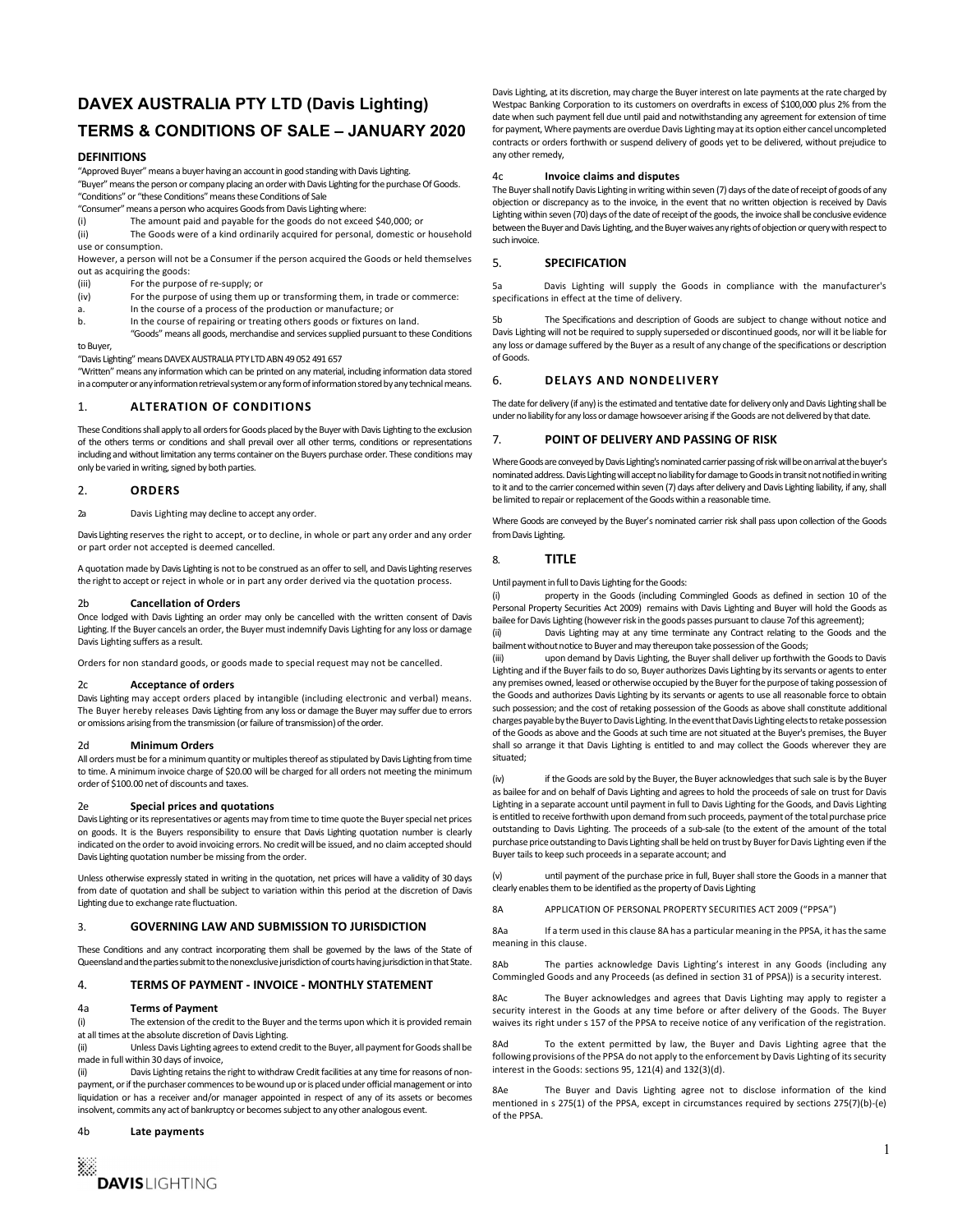# DAVEX AUSTRALIA PTY LTD (Davis Lighting)

# TERMS & CONDITIONS OF SALE – JANUARY 2020

## DEFINITIONS

"Approved Buyer" means a buyer having an account in good standing with Davis Lighting.
"Buyer" means the person or company placing an order with Davis Lighting for the purchase Of Goods.
"Conditions" or "these Conditions" means these Conditions of Sale
"Consumer" means a person who acquires Goods from Davis Lighting where:

(i) The amount paid and payable for the goods do not exceed $40,000; or
(ii) The Goods were of a kind ordinarily acquired for personal, domestic or household use or consumption.

However, a person will not be a Consumer if the person acquired the Goods or held themselves out as acquiring the goods:

(iii) For the purpose of re-supply; or
(iv) For the purpose of using them up or transforming them, in trade or commerce:
a. In the course of a process of the production or manufacture; or
b. In the course of repairing or treating others goods or fixtures on land.

"Goods" means all goods, merchandise and services supplied pursuant to these Conditions to Buyer,
"Davis Lighting" means DAVEX AUSTRALIA PTY LTD ABN 49 052 491 657
"Written" means any information which can be printed on any material, including information data stored in a computer or any information retrieval system or any form of information stored by any technical means.

## 1. ALTERATION OF CONDITIONS

These Conditions shall apply to all orders for Goods placed by the Buyer with Davis Lighting to the exclusion of the others terms or conditions and shall prevail over all other terms, conditions or representations including and without limitation any terms container on the Buyers purchase order. These conditions may only be varied in writing, signed by both parties.

## 2. ORDERS

2a Davis Lighting may decline to accept any order.

Davis Lighting reserves the right to accept, or to decline, in whole or part any order and any order or part order not accepted is deemed cancelled.

A quotation made by Davis Lighting is not to be construed as an offer to sell, and Davis Lighting reserves the right to accept or reject in whole or in part any order derived via the quotation process.

### 2b Cancellation of Orders

Once lodged with Davis Lighting an order may only be cancelled with the written consent of Davis Lighting. If the Buyer cancels an order, the Buyer must indemnify Davis Lighting for any loss or damage Davis Lighting suffers as a result.

Orders for non standard goods, or goods made to special request may not be cancelled.

### 2c Acceptance of orders

Davis Lighting may accept orders placed by intangible (including electronic and verbal) means. The Buyer hereby releases Davis Lighting from any loss or damage the Buyer may suffer due to errors or omissions arising from the transmission (or failure of transmission) of the order.

### 2d Minimum Orders

All orders must be for a minimum quantity or multiples thereof as stipulated by Davis Lighting from time to time. A minimum invoice charge of $20.00 will be charged for all orders not meeting the minimum order of $100.00 net of discounts and taxes.

### 2e Special prices and quotations

Davis Lighting or its representatives or agents may from time to time quote the Buyer special net prices on goods. It is the Buyers responsibility to ensure that Davis Lighting quotation number is clearly indicated on the order to avoid invoicing errors. No credit will be issued, and no claim accepted should Davis Lighting quotation number be missing from the order.

Unless otherwise expressly stated in writing in the quotation, net prices will have a validity of 30 days from date of quotation and shall be subject to variation within this period at the discretion of Davis Lighting due to exchange rate fluctuation.

## 3. GOVERNING LAW AND SUBMISSION TO JURISDICTION

These Conditions and any contract incorporating them shall be governed by the laws of the State of Queensland and the parties submit to the nonexclusive jurisdiction of courts having jurisdiction in that State.

## 4. TERMS OF PAYMENT - INVOICE - MONTHLY STATEMENT

### 4a Terms of Payment

(i) The extension of the credit to the Buyer and the terms upon which it is provided remain at all times at the absolute discretion of Davis Lighting.
(ii) Unless Davis Lighting agrees to extend credit to the Buyer, all payment for Goods shall be made in full within 30 days of invoice,
(ii) Davis Lighting retains the right to withdraw Credit facilities at any time for reasons of non-payment, or if the purchaser commences to be wound up or is placed under official management or into liquidation or has a receiver and/or manager appointed in respect of any of its assets or becomes insolvent, commits any act of bankruptcy or becomes subject to any other analogous event.

### 4b Late payments

Davis Lighting, at its discretion, may charge the Buyer interest on late payments at the rate charged by Westpac Banking Corporation to its customers on overdrafts in excess of $100,000 plus 2% from the date when such payment fell due until paid and notwithstanding any agreement for extension of time for payment, Where payments are overdue Davis Lighting may at its option either cancel uncompleted contracts or orders forthwith or suspend delivery of goods yet to be delivered, without prejudice to any other remedy,

### 4c Invoice claims and disputes

The Buyer shall notify Davis Lighting in writing within seven (7) days of the date of receipt of goods of any objection or discrepancy as to the invoice, in the event that no written objection is received by Davis Lighting within seven (70) days of the date of receipt of the goods, the invoice shall be conclusive evidence between the Buyer and Davis Lighting, and the Buyer waives any rights of objection or query with respect to such invoice.

## 5. SPECIFICATION

5a Davis Lighting will supply the Goods in compliance with the manufacturer's specifications in effect at the time of delivery.

5b The Specifications and description of Goods are subject to change without notice and Davis Lighting will not be required to supply superseded or discontinued goods, nor will it be liable for any loss or damage suffered by the Buyer as a result of any change of the specifications or description of Goods.

## 6. DELAYS AND NONDELIVERY

The date for delivery (if any) is the estimated and tentative date for delivery only and Davis Lighting shall be under no liability for any loss or damage howsoever arising if the Goods are not delivered by that date.

## 7. POINT OF DELIVERY AND PASSING OF RISK

Where Goods are conveyed by Davis Lighting's nominated carrier passing of risk will be on arrival at the buyer's nominated address. Davis Lighting will accept no liability for damage to Goods in transit not notified in writing to it and to the carrier concerned within seven (7) days after delivery and Davis Lighting liability, if any, shall be limited to repair or replacement of the Goods within a reasonable time.

Where Goods are conveyed by the Buyer's nominated carrier risk shall pass upon collection of the Goods from Davis Lighting.

## 8. TITLE

Until payment in full to Davis Lighting for the Goods:

(i) property in the Goods (including Commingled Goods as defined in section 10 of the Personal Property Securities Act 2009) remains with Davis Lighting and Buyer will hold the Goods as bailee for Davis Lighting (however risk in the goods passes pursuant to clause 7of this agreement);
(ii) Davis Lighting may at any time terminate any Contract relating to the Goods and the bailment without notice to Buyer and may thereupon take possession of the Goods;
(iii) upon demand by Davis Lighting, the Buyer shall deliver up forthwith the Goods to Davis Lighting and if the Buyer fails to do so, Buyer authorizes Davis Lighting by its servants or agents to enter any premises owned, leased or otherwise occupied by the Buyer for the purpose of taking possession of the Goods and authorizes Davis Lighting by its servants or agents to use all reasonable force to obtain such possession; and the cost of retaking possession of the Goods as above shall constitute additional charges payable by the Buyer to Davis Lighting. In the event that Davis Lighting elects to retake possession of the Goods as above and the Goods at such time are not situated at the Buyer's premises, the Buyer shall so arrange it that Davis Lighting is entitled to and may collect the Goods wherever they are situated;

(iv) if the Goods are sold by the Buyer, the Buyer acknowledges that such sale is by the Buyer as bailee for and on behalf of Davis Lighting and agrees to hold the proceeds of sale on trust for Davis Lighting in a separate account until payment in full to Davis Lighting for the Goods, and Davis Lighting is entitled to receive forthwith upon demand from such proceeds, payment of the total purchase price outstanding to Davis Lighting. The proceeds of a sub-sale (to the extent of the amount of the total purchase price outstanding to Davis Lighting shall be held on trust by Buyer for Davis Lighting even if the Buyer tails to keep such proceeds in a separate account; and

(v) until payment of the purchase price in full, Buyer shall store the Goods in a manner that clearly enables them to be identified as the property of Davis Lighting

8A APPLICATION OF PERSONAL PROPERTY SECURITIES ACT 2009 ("PPSA")

8Aa If a term used in this clause 8A has a particular meaning in the PPSA, it has the same meaning in this clause.

8Ab The parties acknowledge Davis Lighting's interest in any Goods (including any Commingled Goods and any Proceeds (as defined in section 31 of PPSA)) is a security interest.

8Ac The Buyer acknowledges and agrees that Davis Lighting may apply to register a security interest in the Goods at any time before or after delivery of the Goods. The Buyer waives its right under s 157 of the PPSA to receive notice of any verification of the registration.

8Ad To the extent permitted by law, the Buyer and Davis Lighting agree that the following provisions of the PPSA do not apply to the enforcement by Davis Lighting of its security interest in the Goods: sections 95, 121(4) and 132(3)(d).

8Ae The Buyer and Davis Lighting agree not to disclose information of the kind mentioned in s 275(1) of the PPSA, except in circumstances required by sections 275(7)(b)-(e) of the PPSA.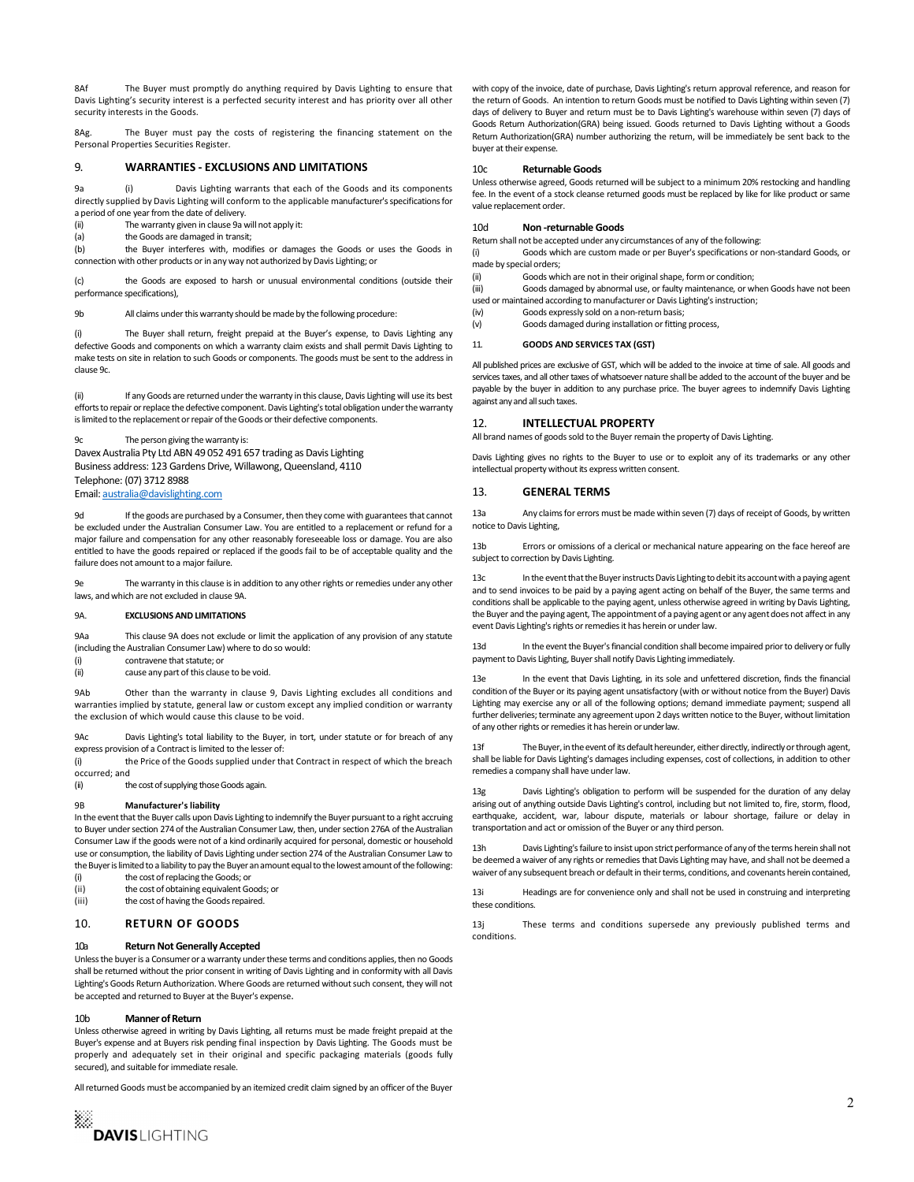8Af The Buyer must promptly do anything required by Davis Lighting to ensure that Davis Lighting's security interest is a perfected security interest and has priority over all other security interests in the Goods.

8Ag. The Buyer must pay the costs of registering the financing statement on the Personal Properties Securities Register.

## 9. WARRANTIES - EXCLUSIONS AND LIMITATIONS

9a (i) Davis Lighting warrants that each of the Goods and its components directly supplied by Davis Lighting will conform to the applicable manufacturer's specifications for a period of one year from the date of delivery.

(ii) The warranty given in clause 9a will not apply it:

(a) the Goods are damaged in transit;

(b) the Buyer interferes with, modifies or damages the Goods or uses the Goods in connection with other products or in any way not authorized by Davis Lighting; or

(c) the Goods are exposed to harsh or unusual environmental conditions (outside their performance specifications),

9b All claims under this warranty should be made by the following procedure:

(i) The Buyer shall return, freight prepaid at the Buyer's expense, to Davis Lighting any defective Goods and components on which a warranty claim exists and shall permit Davis Lighting to make tests on site in relation to such Goods or components. The goods must be sent to the address in clause 9c.

(ii) If any Goods are returned under the warranty in this clause, Davis Lighting will use its best efforts to repair or replace the defective component. Davis Lighting's total obligation under the warranty is limited to the replacement or repair of the Goods or their defective components.

9c The person giving the warranty is:

Davex Australia Pty Ltd ABN 49 052 491 657 trading as Davis Lighting
Business address: 123 Gardens Drive, Willawong, Queensland, 4110
Telephone: (07) 3712 8988
Email: australia@davislighting.com

9d If the goods are purchased by a Consumer, then they come with guarantees that cannot be excluded under the Australian Consumer Law. You are entitled to a replacement or refund for a major failure and compensation for any other reasonably foreseeable loss or damage. You are also entitled to have the goods repaired or replaced if the goods fail to be of acceptable quality and the failure does not amount to a major failure.

9e The warranty in this clause is in addition to any other rights or remedies under any other laws, and which are not excluded in clause 9A.

### 9A. EXCLUSIONS AND LIMITATIONS

9Aa This clause 9A does not exclude or limit the application of any provision of any statute (including the Australian Consumer Law) where to do so would:

(i) contravene that statute; or

(ii) cause any part of this clause to be void.

9Ab Other than the warranty in clause 9, Davis Lighting excludes all conditions and warranties implied by statute, general law or custom except any implied condition or warranty the exclusion of which would cause this clause to be void.

9Ac Davis Lighting's total liability to the Buyer, in tort, under statute or for breach of any express provision of a Contract is limited to the lesser of:

(i) the Price of the Goods supplied under that Contract in respect of which the breach occurred; and

(ii) the cost of supplying those Goods again.

### 9B Manufacturer's liability

In the event that the Buyer calls upon Davis Lighting to indemnify the Buyer pursuant to a right accruing to Buyer under section 274 of the Australian Consumer Law, then, under section 276A of the Australian Consumer Law if the goods were not of a kind ordinarily acquired for personal, domestic or household use or consumption, the liability of Davis Lighting under section 274 of the Australian Consumer Law to the Buyer is limited to a liability to pay the Buyer an amount equal to the lowest amount of the following:

(i) the cost of replacing the Goods; or

(ii) the cost of obtaining equivalent Goods; or

(iii) the cost of having the Goods repaired.

## 10. RETURN OF GOODS

### 10a Return Not Generally Accepted

Unless the buyer is a Consumer or a warranty under these terms and conditions applies, then no Goods shall be returned without the prior consent in writing of Davis Lighting and in conformity with all Davis Lighting's Goods Return Authorization. Where Goods are returned without such consent, they will not be accepted and returned to Buyer at the Buyer's expense.

### 10b Manner of Return

Unless otherwise agreed in writing by Davis Lighting, all returns must be made freight prepaid at the Buyer's expense and at Buyers risk pending final inspection by Davis Lighting. The Goods must be properly and adequately set in their original and specific packaging materials (goods fully secured), and suitable for immediate resale.

All returned Goods must be accompanied by an itemized credit claim signed by an officer of the Buyer with copy of the invoice, date of purchase, Davis Lighting's return approval reference, and reason for the return of Goods. An intention to return Goods must be notified to Davis Lighting within seven (7) days of delivery to Buyer and return must be to Davis Lighting's warehouse within seven (7) days of Goods Return Authorization(GRA) being issued. Goods returned to Davis Lighting without a Goods Return Authorization(GRA) number authorizing the return, will be immediately be sent back to the buyer at their expense.

### 10c Returnable Goods

Unless otherwise agreed, Goods returned will be subject to a minimum 20% restocking and handling fee. In the event of a stock cleanse returned goods must be replaced by like for like product or same value replacement order.

### 10d Non -returnable Goods

Return shall not be accepted under any circumstances of any of the following:

(i) Goods which are custom made or per Buyer's specifications or non-standard Goods, or made by special orders;

(ii) Goods which are not in their original shape, form or condition;

(iii) Goods damaged by abnormal use, or faulty maintenance, or when Goods have not been used or maintained according to manufacturer or Davis Lighting's instruction;

(iv) Goods expressly sold on a non-return basis;

(v) Goods damaged during installation or fitting process,

## 11. GOODS AND SERVICES TAX (GST)

All published prices are exclusive of GST, which will be added to the invoice at time of sale. All goods and services taxes, and all other taxes of whatsoever nature shall be added to the account of the buyer and be payable by the buyer in addition to any purchase price. The buyer agrees to indemnify Davis Lighting against any and all such taxes.

## 12. INTELLECTUAL PROPERTY

All brand names of goods sold to the Buyer remain the property of Davis Lighting.

Davis Lighting gives no rights to the Buyer to use or to exploit any of its trademarks or any other intellectual property without its express written consent.

## 13. GENERAL TERMS

13a Any claims for errors must be made within seven (7) days of receipt of Goods, by written notice to Davis Lighting,

13b Errors or omissions of a clerical or mechanical nature appearing on the face hereof are subject to correction by Davis Lighting.

13c In the event that the Buyer instructs Davis Lighting to debit its account with a paying agent and to send invoices to be paid by a paying agent acting on behalf of the Buyer, the same terms and conditions shall be applicable to the paying agent, unless otherwise agreed in writing by Davis Lighting, the Buyer and the paying agent, The appointment of a paying agent or any agent does not affect in any event Davis Lighting's rights or remedies it has herein or under law.

13d In the event the Buyer's financial condition shall become impaired prior to delivery or fully payment to Davis Lighting, Buyer shall notify Davis Lighting immediately.

13e In the event that Davis Lighting, in its sole and unfettered discretion, finds the financial condition of the Buyer or its paying agent unsatisfactory (with or without notice from the Buyer) Davis Lighting may exercise any or all of the following options; demand immediate payment; suspend all further deliveries; terminate any agreement upon 2 days written notice to the Buyer, without limitation of any other rights or remedies it has herein or under law.

13f The Buyer, in the event of its default hereunder, either directly, indirectly or through agent, shall be liable for Davis Lighting's damages including expenses, cost of collections, in addition to other remedies a company shall have under law.

13g Davis Lighting's obligation to perform will be suspended for the duration of any delay arising out of anything outside Davis Lighting's control, including but not limited to, fire, storm, flood, earthquake, accident, war, labour dispute, materials or labour shortage, failure or delay in transportation and act or omission of the Buyer or any third person.

13h Davis Lighting's failure to insist upon strict performance of any of the terms herein shall not be deemed a waiver of any rights or remedies that Davis Lighting may have, and shall not be deemed a waiver of any subsequent breach or default in their terms, conditions, and covenants herein contained,

13i Headings are for convenience only and shall not be used in construing and interpreting these conditions.

13j These terms and conditions supersede any previously published terms and conditions.